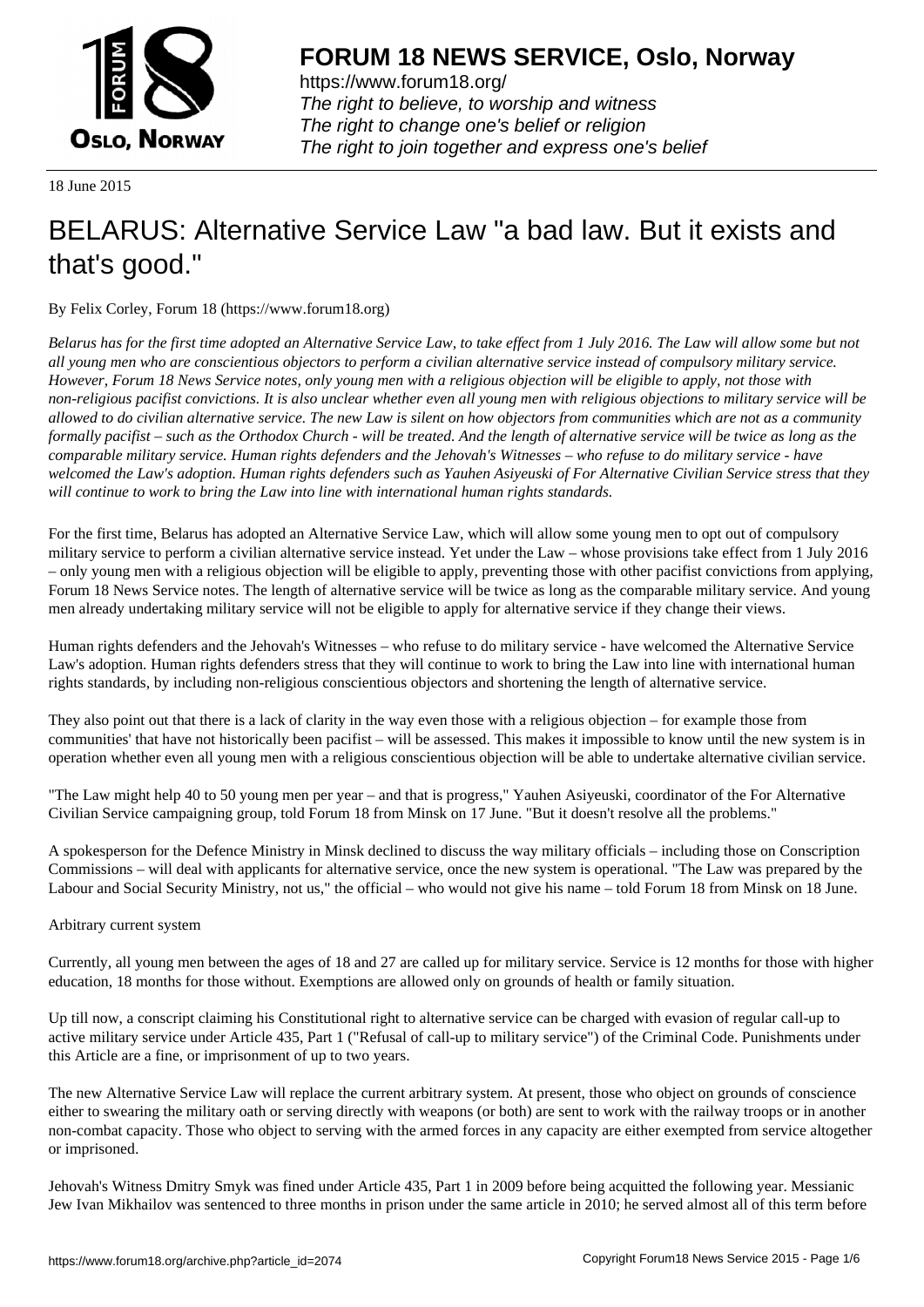# FORUM 18 NEWS SERVICE, Oslo, Norway

https://www.forum18.org/
*The right to believe, to worship and witness*
*The right to change one's belief or religion*
*The right to join together and express one's belief*

18 June 2015

# BELARUS: Alternative Service Law "a bad law. But it exists and that's good."

By Felix Corley, Forum 18 (https://www.forum18.org)

*Belarus has for the first time adopted an Alternative Service Law, to take effect from 1 July 2016. The Law will allow some but not all young men who are conscientious objectors to perform a civilian alternative service instead of compulsory military service. However, Forum 18 News Service notes, only young men with a religious objection will be eligible to apply, not those with non-religious pacifist convictions. It is also unclear whether even all young men with religious objections to military service will be allowed to do civilian alternative service. The new Law is silent on how objectors from communities which are not as a community formally pacifist – such as the Orthodox Church - will be treated. And the length of alternative service will be twice as long as the comparable military service. Human rights defenders and the Jehovah's Witnesses – who refuse to do military service - have welcomed the Law's adoption. Human rights defenders such as Yauhen Asiyeuski of For Alternative Civilian Service stress that they will continue to work to bring the Law into line with international human rights standards.*

For the first time, Belarus has adopted an Alternative Service Law, which will allow some young men to opt out of compulsory military service to perform a civilian alternative service instead. Yet under the Law – whose provisions take effect from 1 July 2016 – only young men with a religious objection will be eligible to apply, preventing those with other pacifist convictions from applying, Forum 18 News Service notes. The length of alternative service will be twice as long as the comparable military service. And young men already undertaking military service will not be eligible to apply for alternative service if they change their views.

Human rights defenders and the Jehovah's Witnesses – who refuse to do military service - have welcomed the Alternative Service Law's adoption. Human rights defenders stress that they will continue to work to bring the Law into line with international human rights standards, by including non-religious conscientious objectors and shortening the length of alternative service.

They also point out that there is a lack of clarity in the way even those with a religious objection – for example those from communities' that have not historically been pacifist – will be assessed. This makes it impossible to know until the new system is in operation whether even all young men with a religious conscientious objection will be able to undertake alternative civilian service.

"The Law might help 40 to 50 young men per year – and that is progress," Yauhen Asiyeuski, coordinator of the For Alternative Civilian Service campaigning group, told Forum 18 from Minsk on 17 June. "But it doesn't resolve all the problems."

A spokesperson for the Defence Ministry in Minsk declined to discuss the way military officials – including those on Conscription Commissions – will deal with applicants for alternative service, once the new system is operational. "The Law was prepared by the Labour and Social Security Ministry, not us," the official – who would not give his name – told Forum 18 from Minsk on 18 June.

Arbitrary current system

Currently, all young men between the ages of 18 and 27 are called up for military service. Service is 12 months for those with higher education, 18 months for those without. Exemptions are allowed only on grounds of health or family situation.

Up till now, a conscript claiming his Constitutional right to alternative service can be charged with evasion of regular call-up to active military service under Article 435, Part 1 ("Refusal of call-up to military service") of the Criminal Code. Punishments under this Article are a fine, or imprisonment of up to two years.

The new Alternative Service Law will replace the current arbitrary system. At present, those who object on grounds of conscience either to swearing the military oath or serving directly with weapons (or both) are sent to work with the railway troops or in another non-combat capacity. Those who object to serving with the armed forces in any capacity are either exempted from service altogether or imprisoned.

Jehovah's Witness Dmitry Smyk was fined under Article 435, Part 1 in 2009 before being acquitted the following year. Messianic Jew Ivan Mikhailov was sentenced to three months in prison under the same article in 2010; he served almost all of this term before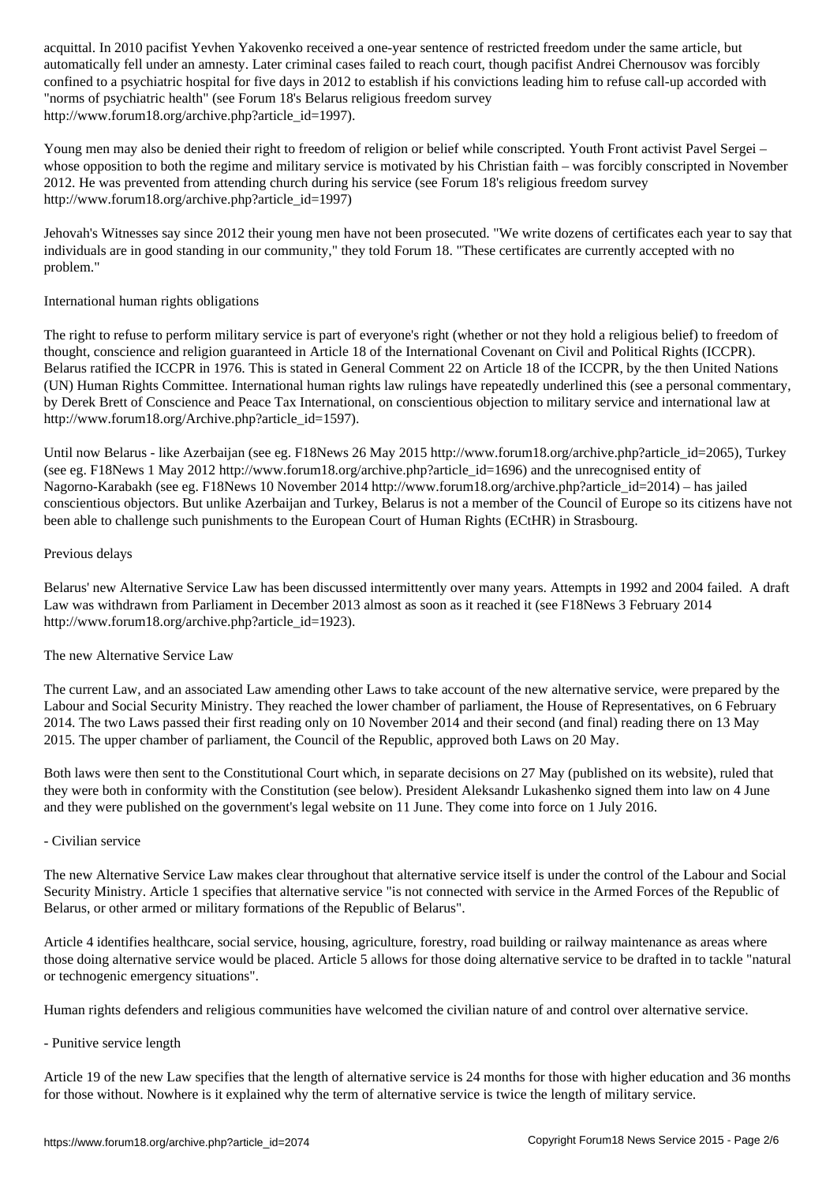acquittal. In 2010 pacifist Yevhen Yakovenko received a one-year sentence of restricted freedom under the same article, but automatically fell under an amnesty. Later criminal cases failed to reach court, though pacifist Andrei Chernousov was forcibly confined to a psychiatric hospital for five days in 2012 to establish if his convictions leading him to refuse call-up accorded with "norms of psychiatric health" (see Forum 18's Belarus religious freedom survey http://www.forum18.org/archive.php?article_id=1997).

Young men may also be denied their right to freedom of religion or belief while conscripted. Youth Front activist Pavel Sergei – whose opposition to both the regime and military service is motivated by his Christian faith – was forcibly conscripted in November 2012. He was prevented from attending church during his service (see Forum 18's religious freedom survey http://www.forum18.org/archive.php?article_id=1997)

Jehovah's Witnesses say since 2012 their young men have not been prosecuted. "We write dozens of certificates each year to say that individuals are in good standing in our community," they told Forum 18. "These certificates are currently accepted with no problem."

## International human rights obligations

The right to refuse to perform military service is part of everyone's right (whether or not they hold a religious belief) to freedom of thought, conscience and religion guaranteed in Article 18 of the International Covenant on Civil and Political Rights (ICCPR). Belarus ratified the ICCPR in 1976. This is stated in General Comment 22 on Article 18 of the ICCPR, by the then United Nations (UN) Human Rights Committee. International human rights law rulings have repeatedly underlined this (see a personal commentary, by Derek Brett of Conscience and Peace Tax International, on conscientious objection to military service and international law at http://www.forum18.org/Archive.php?article_id=1597).

Until now Belarus - like Azerbaijan (see eg. F18News 26 May 2015 http://www.forum18.org/archive.php?article_id=2065), Turkey (see eg. F18News 1 May 2012 http://www.forum18.org/archive.php?article_id=1696) and the unrecognised entity of Nagorno-Karabakh (see eg. F18News 10 November 2014 http://www.forum18.org/archive.php?article_id=2014) – has jailed conscientious objectors. But unlike Azerbaijan and Turkey, Belarus is not a member of the Council of Europe so its citizens have not been able to challenge such punishments to the European Court of Human Rights (ECtHR) in Strasbourg.

## Previous delays

Belarus' new Alternative Service Law has been discussed intermittently over many years. Attempts in 1992 and 2004 failed. A draft Law was withdrawn from Parliament in December 2013 almost as soon as it reached it (see F18News 3 February 2014 http://www.forum18.org/archive.php?article_id=1923).

## The new Alternative Service Law

The current Law, and an associated Law amending other Laws to take account of the new alternative service, were prepared by the Labour and Social Security Ministry. They reached the lower chamber of parliament, the House of Representatives, on 6 February 2014. The two Laws passed their first reading only on 10 November 2014 and their second (and final) reading there on 13 May 2015. The upper chamber of parliament, the Council of the Republic, approved both Laws on 20 May.

Both laws were then sent to the Constitutional Court which, in separate decisions on 27 May (published on its website), ruled that they were both in conformity with the Constitution (see below). President Aleksandr Lukashenko signed them into law on 4 June and they were published on the government's legal website on 11 June. They come into force on 1 July 2016.

### - Civilian service

The new Alternative Service Law makes clear throughout that alternative service itself is under the control of the Labour and Social Security Ministry. Article 1 specifies that alternative service "is not connected with service in the Armed Forces of the Republic of Belarus, or other armed or military formations of the Republic of Belarus".

Article 4 identifies healthcare, social service, housing, agriculture, forestry, road building or railway maintenance as areas where those doing alternative service would be placed. Article 5 allows for those doing alternative service to be drafted in to tackle "natural or technogenic emergency situations".

Human rights defenders and religious communities have welcomed the civilian nature of and control over alternative service.

### - Punitive service length

Article 19 of the new Law specifies that the length of alternative service is 24 months for those with higher education and 36 months for those without. Nowhere is it explained why the term of alternative service is twice the length of military service.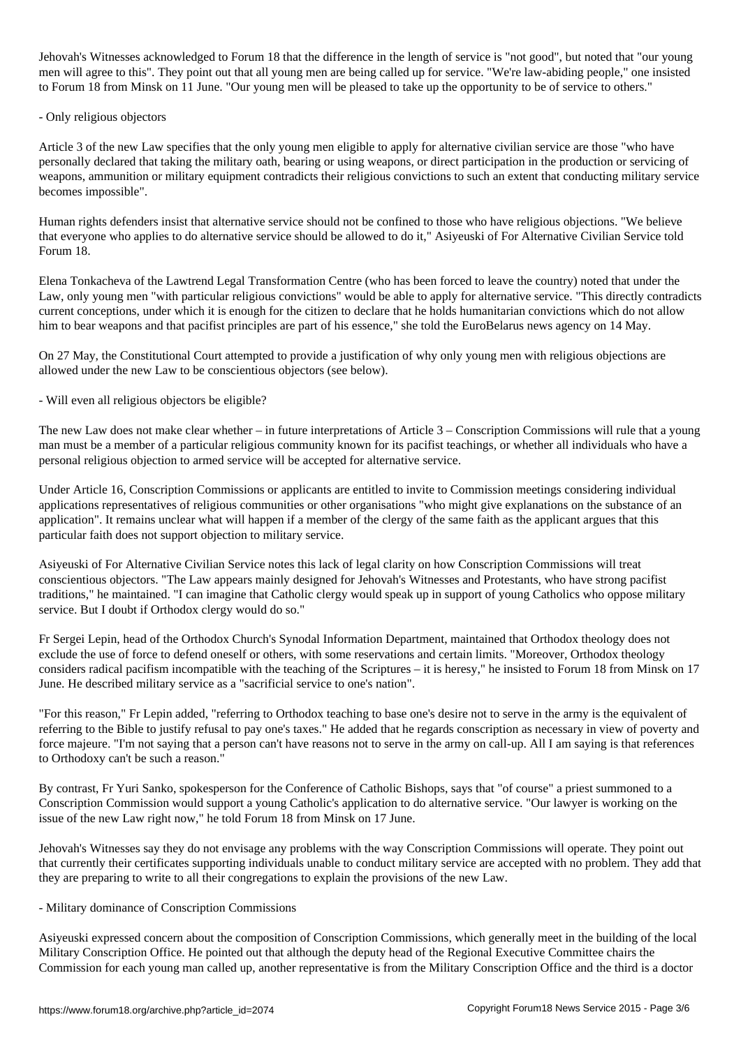Jehovah's Witnesses acknowledged to Forum 18 that the difference in the length of service is "not good", but noted that "our young men will agree to this". They point out that all young men are being called up for service. "We're law-abiding people," one insisted to Forum 18 from Minsk on 11 June. "Our young men will be pleased to take up the opportunity to be of service to others."

- Only religious objectors

Article 3 of the new Law specifies that the only young men eligible to apply for alternative civilian service are those "who have personally declared that taking the military oath, bearing or using weapons, or direct participation in the production or servicing of weapons, ammunition or military equipment contradicts their religious convictions to such an extent that conducting military service becomes impossible".

Human rights defenders insist that alternative service should not be confined to those who have religious objections. "We believe that everyone who applies to do alternative service should be allowed to do it," Asiyeuski of For Alternative Civilian Service told Forum 18.

Elena Tonkacheva of the Lawtrend Legal Transformation Centre (who has been forced to leave the country) noted that under the Law, only young men "with particular religious convictions" would be able to apply for alternative service. "This directly contradicts current conceptions, under which it is enough for the citizen to declare that he holds humanitarian convictions which do not allow him to bear weapons and that pacifist principles are part of his essence," she told the EuroBelarus news agency on 14 May.

On 27 May, the Constitutional Court attempted to provide a justification of why only young men with religious objections are allowed under the new Law to be conscientious objectors (see below).

- Will even all religious objectors be eligible?

The new Law does not make clear whether – in future interpretations of Article 3 – Conscription Commissions will rule that a young man must be a member of a particular religious community known for its pacifist teachings, or whether all individuals who have a personal religious objection to armed service will be accepted for alternative service.

Under Article 16, Conscription Commissions or applicants are entitled to invite to Commission meetings considering individual applications representatives of religious communities or other organisations "who might give explanations on the substance of an application". It remains unclear what will happen if a member of the clergy of the same faith as the applicant argues that this particular faith does not support objection to military service.

Asiyeuski of For Alternative Civilian Service notes this lack of legal clarity on how Conscription Commissions will treat conscientious objectors. "The Law appears mainly designed for Jehovah's Witnesses and Protestants, who have strong pacifist traditions," he maintained. "I can imagine that Catholic clergy would speak up in support of young Catholics who oppose military service. But I doubt if Orthodox clergy would do so."

Fr Sergei Lepin, head of the Orthodox Church's Synodal Information Department, maintained that Orthodox theology does not exclude the use of force to defend oneself or others, with some reservations and certain limits. "Moreover, Orthodox theology considers radical pacifism incompatible with the teaching of the Scriptures – it is heresy," he insisted to Forum 18 from Minsk on 17 June. He described military service as a "sacrificial service to one's nation".

"For this reason," Fr Lepin added, "referring to Orthodox teaching to base one's desire not to serve in the army is the equivalent of referring to the Bible to justify refusal to pay one's taxes." He added that he regards conscription as necessary in view of poverty and force majeure. "I'm not saying that a person can't have reasons not to serve in the army on call-up. All I am saying is that references to Orthodoxy can't be such a reason."

By contrast, Fr Yuri Sanko, spokesperson for the Conference of Catholic Bishops, says that "of course" a priest summoned to a Conscription Commission would support a young Catholic's application to do alternative service. "Our lawyer is working on the issue of the new Law right now," he told Forum 18 from Minsk on 17 June.

Jehovah's Witnesses say they do not envisage any problems with the way Conscription Commissions will operate. They point out that currently their certificates supporting individuals unable to conduct military service are accepted with no problem. They add that they are preparing to write to all their congregations to explain the provisions of the new Law.

- Military dominance of Conscription Commissions

Asiyeuski expressed concern about the composition of Conscription Commissions, which generally meet in the building of the local Military Conscription Office. He pointed out that although the deputy head of the Regional Executive Committee chairs the Commission for each young man called up, another representative is from the Military Conscription Office and the third is a doctor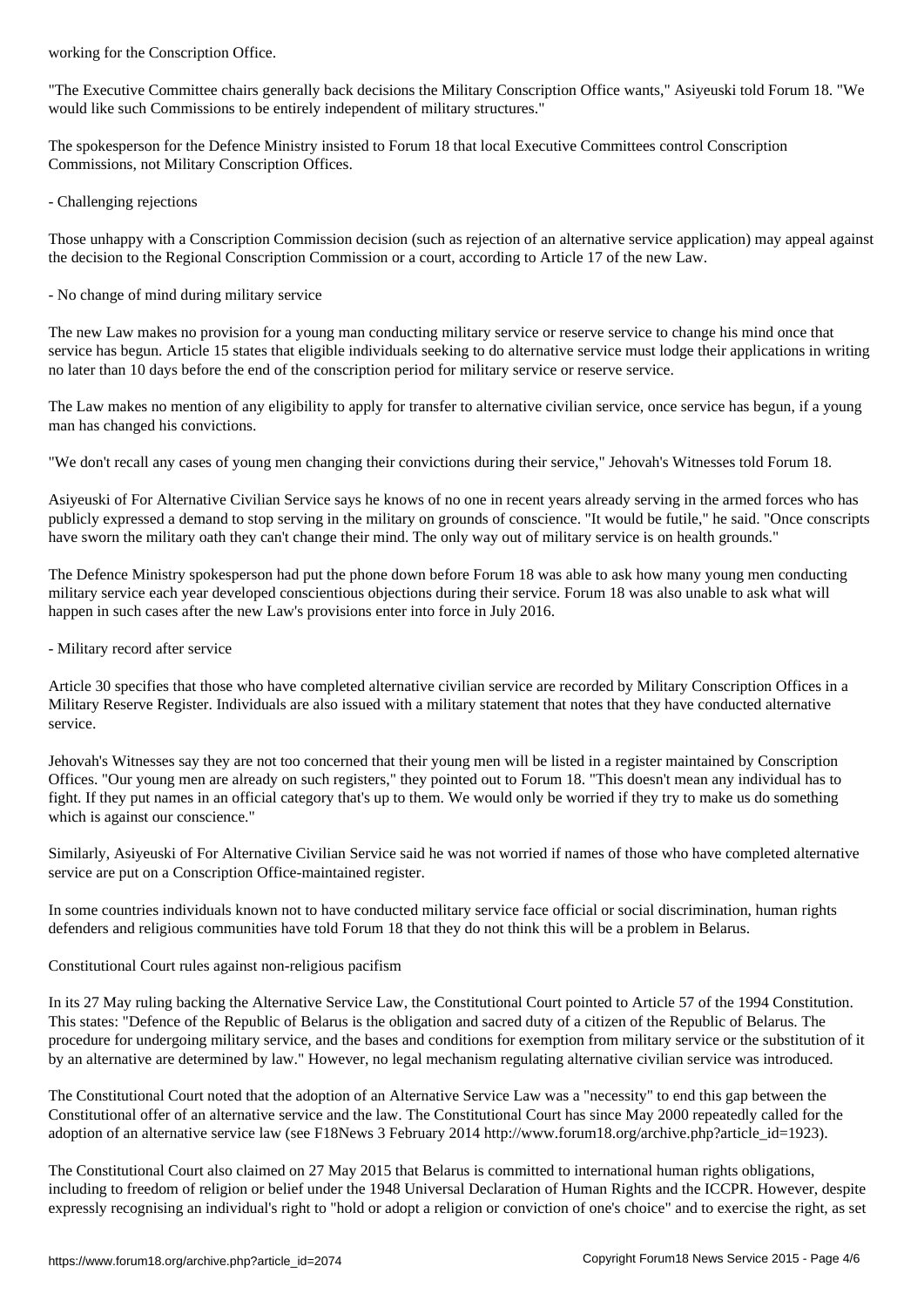working for the Conscription Office.

"The Executive Committee chairs generally back decisions the Military Conscription Office wants," Asiyeuski told Forum 18. "We would like such Commissions to be entirely independent of military structures."

The spokesperson for the Defence Ministry insisted to Forum 18 that local Executive Committees control Conscription Commissions, not Military Conscription Offices.

- Challenging rejections

Those unhappy with a Conscription Commission decision (such as rejection of an alternative service application) may appeal against the decision to the Regional Conscription Commission or a court, according to Article 17 of the new Law.

- No change of mind during military service

The new Law makes no provision for a young man conducting military service or reserve service to change his mind once that service has begun. Article 15 states that eligible individuals seeking to do alternative service must lodge their applications in writing no later than 10 days before the end of the conscription period for military service or reserve service.

The Law makes no mention of any eligibility to apply for transfer to alternative civilian service, once service has begun, if a young man has changed his convictions.

"We don't recall any cases of young men changing their convictions during their service," Jehovah's Witnesses told Forum 18.

Asiyeuski of For Alternative Civilian Service says he knows of no one in recent years already serving in the armed forces who has publicly expressed a demand to stop serving in the military on grounds of conscience. "It would be futile," he said. "Once conscripts have sworn the military oath they can't change their mind. The only way out of military service is on health grounds."

The Defence Ministry spokesperson had put the phone down before Forum 18 was able to ask how many young men conducting military service each year developed conscientious objections during their service. Forum 18 was also unable to ask what will happen in such cases after the new Law's provisions enter into force in July 2016.

- Military record after service

Article 30 specifies that those who have completed alternative civilian service are recorded by Military Conscription Offices in a Military Reserve Register. Individuals are also issued with a military statement that notes that they have conducted alternative service.

Jehovah's Witnesses say they are not too concerned that their young men will be listed in a register maintained by Conscription Offices. "Our young men are already on such registers," they pointed out to Forum 18. "This doesn't mean any individual has to fight. If they put names in an official category that's up to them. We would only be worried if they try to make us do something which is against our conscience."

Similarly, Asiyeuski of For Alternative Civilian Service said he was not worried if names of those who have completed alternative service are put on a Conscription Office-maintained register.

In some countries individuals known not to have conducted military service face official or social discrimination, human rights defenders and religious communities have told Forum 18 that they do not think this will be a problem in Belarus.

## Constitutional Court rules against non-religious pacifism

In its 27 May ruling backing the Alternative Service Law, the Constitutional Court pointed to Article 57 of the 1994 Constitution. This states: "Defence of the Republic of Belarus is the obligation and sacred duty of a citizen of the Republic of Belarus. The procedure for undergoing military service, and the bases and conditions for exemption from military service or the substitution of it by an alternative are determined by law." However, no legal mechanism regulating alternative civilian service was introduced.

The Constitutional Court noted that the adoption of an Alternative Service Law was a "necessity" to end this gap between the Constitutional offer of an alternative service and the law. The Constitutional Court has since May 2000 repeatedly called for the adoption of an alternative service law (see F18News 3 February 2014 http://www.forum18.org/archive.php?article_id=1923).

The Constitutional Court also claimed on 27 May 2015 that Belarus is committed to international human rights obligations, including to freedom of religion or belief under the 1948 Universal Declaration of Human Rights and the ICCPR. However, despite expressly recognising an individual's right to "hold or adopt a religion or conviction of one's choice" and to exercise the right, as set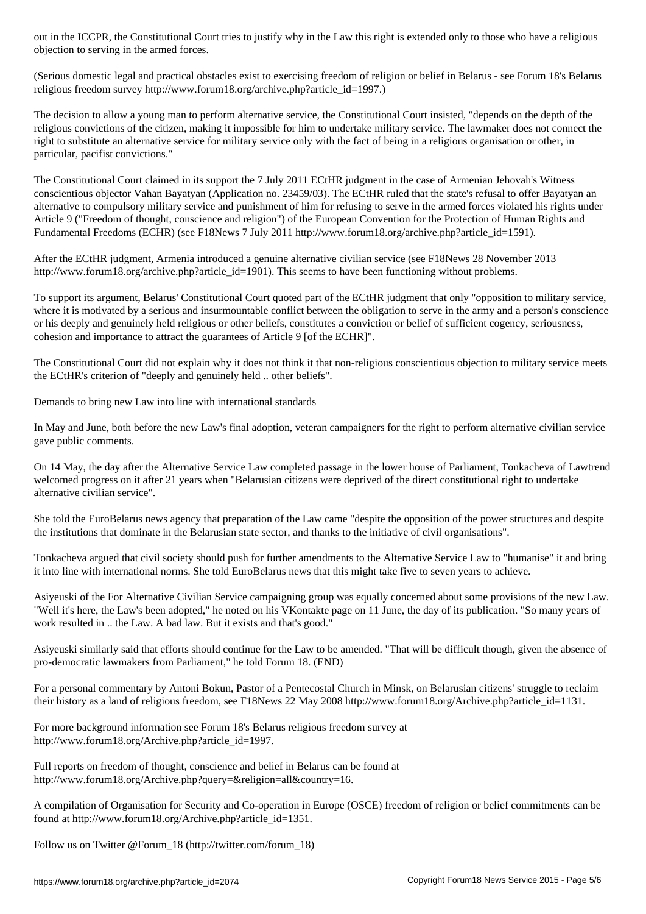out in the ICCPR, the Constitutional Court tries to justify why in the Law this right is extended only to those who have a religious objection to serving in the armed forces.

(Serious domestic legal and practical obstacles exist to exercising freedom of religion or belief in Belarus - see Forum 18's Belarus religious freedom survey http://www.forum18.org/archive.php?article_id=1997.)

The decision to allow a young man to perform alternative service, the Constitutional Court insisted, "depends on the depth of the religious convictions of the citizen, making it impossible for him to undertake military service. The lawmaker does not connect the right to substitute an alternative service for military service only with the fact of being in a religious organisation or other, in particular, pacifist convictions."

The Constitutional Court claimed in its support the 7 July 2011 ECtHR judgment in the case of Armenian Jehovah's Witness conscientious objector Vahan Bayatyan (Application no. 23459/03). The ECtHR ruled that the state's refusal to offer Bayatyan an alternative to compulsory military service and punishment of him for refusing to serve in the armed forces violated his rights under Article 9 ("Freedom of thought, conscience and religion") of the European Convention for the Protection of Human Rights and Fundamental Freedoms (ECHR) (see F18News 7 July 2011 http://www.forum18.org/archive.php?article_id=1591).

After the ECtHR judgment, Armenia introduced a genuine alternative civilian service (see F18News 28 November 2013 http://www.forum18.org/archive.php?article_id=1901). This seems to have been functioning without problems.

To support its argument, Belarus' Constitutional Court quoted part of the ECtHR judgment that only "opposition to military service, where it is motivated by a serious and insurmountable conflict between the obligation to serve in the army and a person's conscience or his deeply and genuinely held religious or other beliefs, constitutes a conviction or belief of sufficient cogency, seriousness, cohesion and importance to attract the guarantees of Article 9 [of the ECHR]".

The Constitutional Court did not explain why it does not think it that non-religious conscientious objection to military service meets the ECtHR's criterion of "deeply and genuinely held .. other beliefs".

## Demands to bring new Law into line with international standards

In May and June, both before the new Law's final adoption, veteran campaigners for the right to perform alternative civilian service gave public comments.

On 14 May, the day after the Alternative Service Law completed passage in the lower house of Parliament, Tonkacheva of Lawtrend welcomed progress on it after 21 years when "Belarusian citizens were deprived of the direct constitutional right to undertake alternative civilian service".

She told the EuroBelarus news agency that preparation of the Law came "despite the opposition of the power structures and despite the institutions that dominate in the Belarusian state sector, and thanks to the initiative of civil organisations".

Tonkacheva argued that civil society should push for further amendments to the Alternative Service Law to "humanise" it and bring it into line with international norms. She told EuroBelarus news that this might take five to seven years to achieve.

Asiyeuski of the For Alternative Civilian Service campaigning group was equally concerned about some provisions of the new Law. "Well it's here, the Law's been adopted," he noted on his VKontakte page on 11 June, the day of its publication. "So many years of work resulted in .. the Law. A bad law. But it exists and that's good."

Asiyeuski similarly said that efforts should continue for the Law to be amended. "That will be difficult though, given the absence of pro-democratic lawmakers from Parliament," he told Forum 18. (END)

For a personal commentary by Antoni Bokun, Pastor of a Pentecostal Church in Minsk, on Belarusian citizens' struggle to reclaim their history as a land of religious freedom, see F18News 22 May 2008 http://www.forum18.org/Archive.php?article_id=1131.

For more background information see Forum 18's Belarus religious freedom survey at http://www.forum18.org/Archive.php?article_id=1997.

Full reports on freedom of thought, conscience and belief in Belarus can be found at http://www.forum18.org/Archive.php?query=&religion=all&country=16.

A compilation of Organisation for Security and Co-operation in Europe (OSCE) freedom of religion or belief commitments can be found at http://www.forum18.org/Archive.php?article_id=1351.

Follow us on Twitter @Forum_18 (http://twitter.com/forum_18)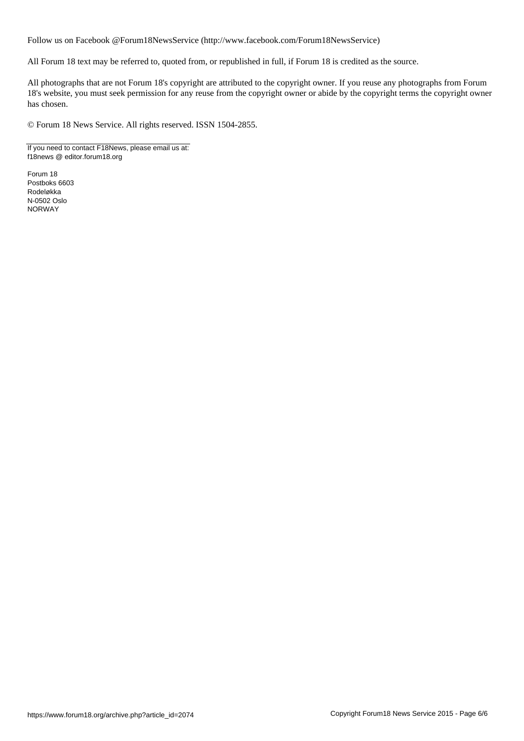Follow us on Facebook @Forum18NewsService (http://www.facebook.com/Forum18NewsService)

All Forum 18 text may be referred to, quoted from, or republished in full, if Forum 18 is credited as the source.

All photographs that are not Forum 18's copyright are attributed to the copyright owner. If you reuse any photographs from Forum 18's website, you must seek permission for any reuse from the copyright owner or abide by the copyright terms the copyright owner has chosen.

© Forum 18 News Service. All rights reserved. ISSN 1504-2855.

If you need to contact F18News, please email us at:
f18news @ editor.forum18.org

Forum 18
Postboks 6603
Rodeløkka
N-0502 Oslo
NORWAY